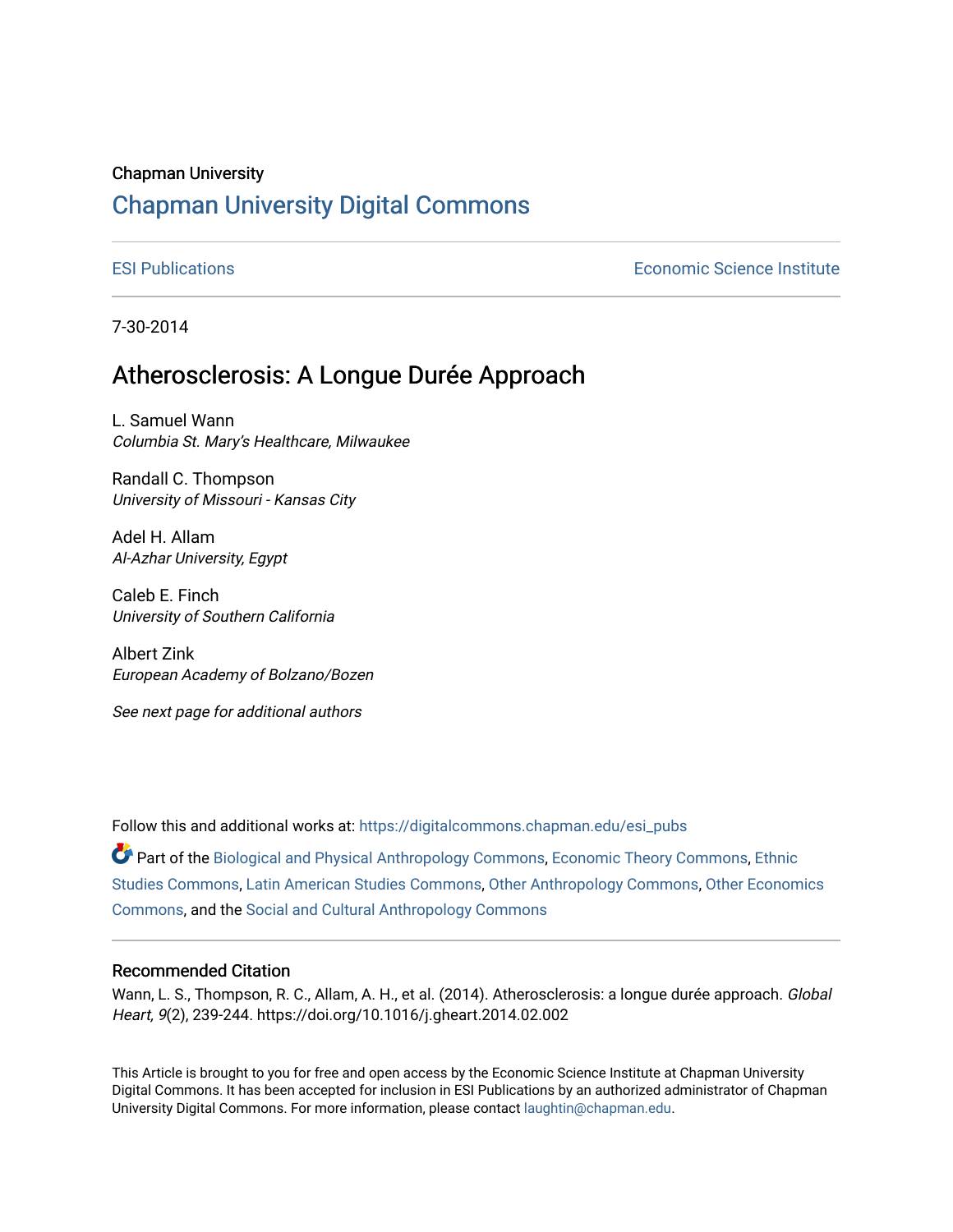Chapman University

# Chapman University Digital Commons

ESI Publications

Economic Science Institute

7-30-2014

## Atherosclerosis: A Longue Durée Approach

L. Samuel Wann
*Columbia St. Mary's Healthcare, Milwaukee*

Randall C. Thompson
*University of Missouri - Kansas City*

Adel H. Allam
*Al-Azhar University, Egypt*

Caleb E. Finch
*University of Southern California*

Albert Zink
*European Academy of Bolzano/Bozen*

*See next page for additional authors*

Follow this and additional works at: https://digitalcommons.chapman.edu/esi_pubs

Part of the Biological and Physical Anthropology Commons, Economic Theory Commons, Ethnic Studies Commons, Latin American Studies Commons, Other Anthropology Commons, Other Economics Commons, and the Social and Cultural Anthropology Commons

### Recommended Citation

Wann, L. S., Thompson, R. C., Allam, A. H., et al. (2014). Atherosclerosis: a longue durée approach. *Global Heart, 9*(2), 239-244. https://doi.org/10.1016/j.gheart.2014.02.002

This Article is brought to you for free and open access by the Economic Science Institute at Chapman University Digital Commons. It has been accepted for inclusion in ESI Publications by an authorized administrator of Chapman University Digital Commons. For more information, please contact laughtin@chapman.edu.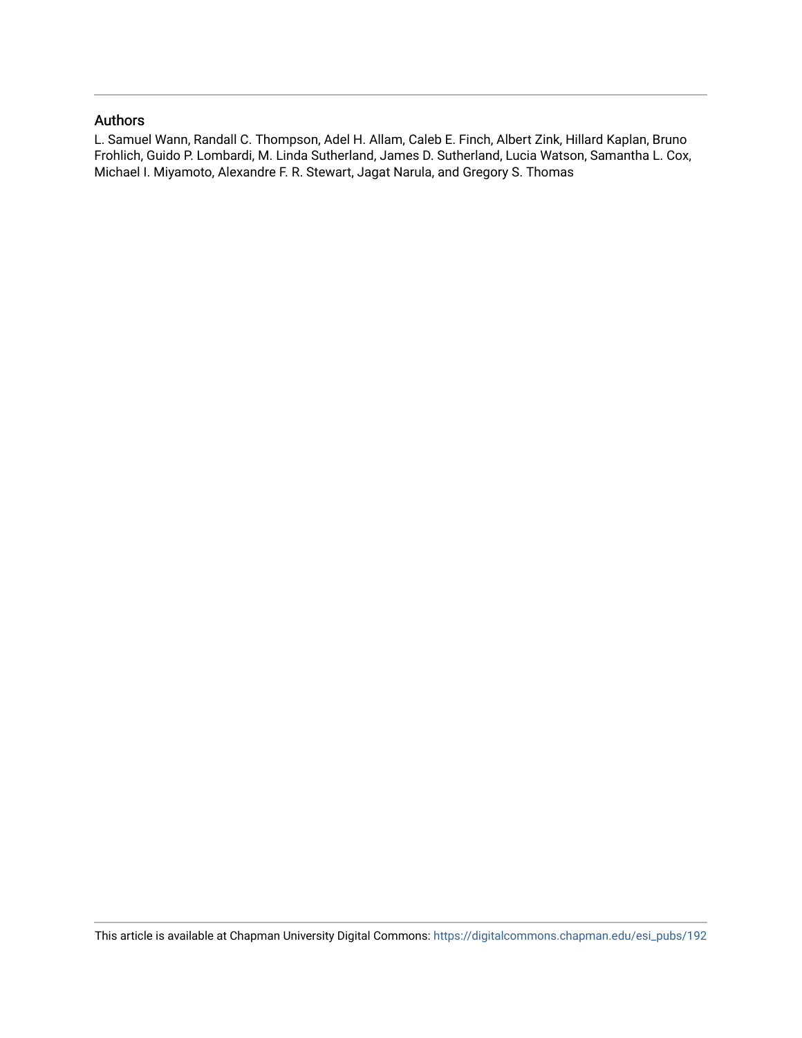## Authors

L. Samuel Wann, Randall C. Thompson, Adel H. Allam, Caleb E. Finch, Albert Zink, Hillard Kaplan, Bruno Frohlich, Guido P. Lombardi, M. Linda Sutherland, James D. Sutherland, Lucia Watson, Samantha L. Cox, Michael I. Miyamoto, Alexandre F. R. Stewart, Jagat Narula, and Gregory S. Thomas

This article is available at Chapman University Digital Commons: https://digitalcommons.chapman.edu/esi_pubs/192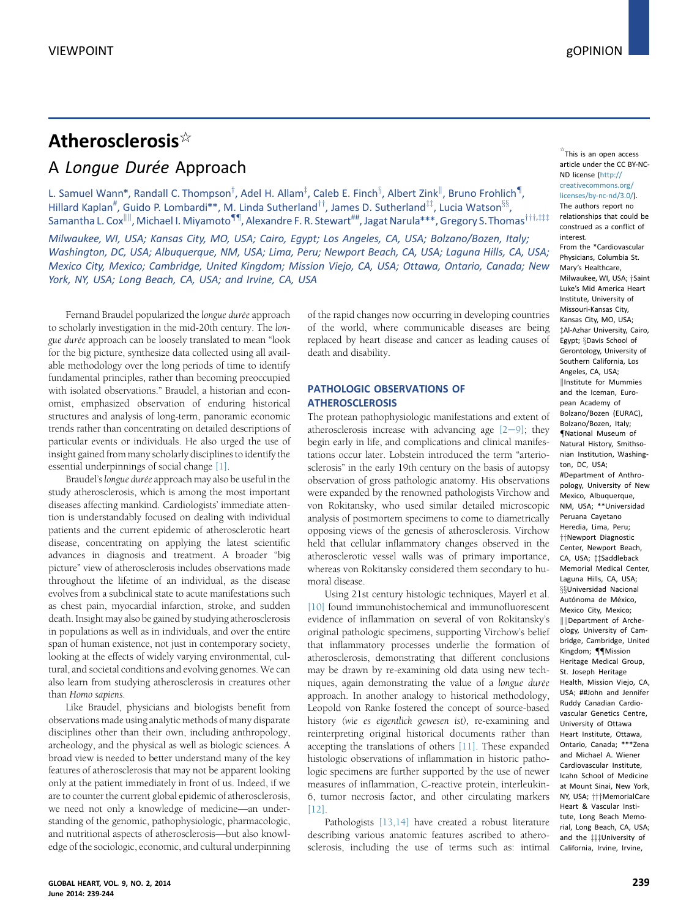# Atherosclerosis☆

## A *Longue Durée* Approach

L. Samuel Wann*, Randall C. Thompson[†], Adel H. Allam[‡], Caleb E. Finch[§], Albert Zink[‖], Bruno Frohlich[¶], Hillard Kaplan[#], Guido P. Lombardi**, M. Linda Sutherland[††], James D. Sutherland[‡‡], Lucia Watson[§§], Samantha L. Cox[‖‖], Michael I. Miyamoto[¶¶], Alexandre F. R. Stewart[##], Jagat Narula***, Gregory S. Thomas[†††,‡‡‡]

*Milwaukee, WI, USA; Kansas City, MO, USA; Cairo, Egypt; Los Angeles, CA, USA; Bolzano/Bozen, Italy; Washington, DC, USA; Albuquerque, NM, USA; Lima, Peru; Newport Beach, CA, USA; Laguna Hills, CA, USA; Mexico City, Mexico; Cambridge, United Kingdom; Mission Viejo, CA, USA; Ottawa, Ontario, Canada; New York, NY, USA; Long Beach, CA, USA; and Irvine, CA, USA*

☆This is an open access article under the CC BY-NC-ND license (http://creativecommons.org/licenses/by-nc-nd/3.0/).

The authors report no relationships that could be construed as a conflict of interest.

From the *Cardiovascular Physicians, Columbia St. Mary's Healthcare, Milwaukee, WI, USA; †Saint Luke's Mid America Heart Institute, University of Missouri-Kansas City, Kansas City, MO, USA; ‡Al-Azhar University, Cairo, Egypt; §Davis School of Gerontology, University of Southern California, Los Angeles, CA, USA; ‖Institute for Mummies and the Iceman, European Academy of Bolzano/Bozen (EURAC), Bolzano/Bozen, Italy; ¶National Museum of Natural History, Smithsonian Institution, Washington, DC, USA; #Department of Anthropology, University of New Mexico, Albuquerque, NM, USA; **Universidad Peruana Cayetano Heredia, Lima, Peru; ††Newport Diagnostic Center, Newport Beach, CA, USA; ‡‡Saddleback Memorial Medical Center, Laguna Hills, CA, USA; §§Universidad Nacional Autónoma de México, Mexico City, Mexico; ‖‖Department of Archeology, University of Cambridge, Cambridge, United Kingdom; ¶¶Mission Heritage Medical Group, St. Joseph Heritage Health, Mission Viejo, CA, USA; ##John and Jennifer Ruddy Canadian Cardiovascular Genetics Centre, University of Ottawa Heart Institute, Ottawa, Ontario, Canada; ***Zena and Michael A. Wiener Cardiovascular Institute, Icahn School of Medicine at Mount Sinai, New York, NY, USA; †††MemorialCare Heart & Vascular Institute, Long Beach Memorial, Long Beach, CA, USA; and the ‡‡‡University of California, Irvine, Irvine,

Fernand Braudel popularized the *longue durée* approach to scholarly investigation in the mid-20th century. The *longue durée* approach can be loosely translated to mean "look for the big picture, synthesize data collected using all available methodology over the long periods of time to identify fundamental principles, rather than becoming preoccupied with isolated observations." Braudel, a historian and economist, emphasized observation of enduring historical structures and analysis of long-term, panoramic economic trends rather than concentrating on detailed descriptions of particular events or individuals. He also urged the use of insight gained from many scholarly disciplines to identify the essential underpinnings of social change [1].

Braudel's *longue durée* approach may also be useful in the study atherosclerosis, which is among the most important diseases affecting mankind. Cardiologists' immediate attention is understandably focused on dealing with individual patients and the current epidemic of atherosclerotic heart disease, concentrating on applying the latest scientific advances in diagnosis and treatment. A broader "big picture" view of atherosclerosis includes observations made throughout the lifetime of an individual, as the disease evolves from a subclinical state to acute manifestations such as chest pain, myocardial infarction, stroke, and sudden death. Insight may also be gained by studying atherosclerosis in populations as well as in individuals, and over the entire span of human existence, not just in contemporary society, looking at the effects of widely varying environmental, cultural, and societal conditions and evolving genomes. We can also learn from studying atherosclerosis in creatures other than *Homo sapiens*.

Like Braudel, physicians and biologists benefit from observations made using analytic methods of many disparate disciplines other than their own, including anthropology, archeology, and the physical as well as biologic sciences. A broad view is needed to better understand many of the key features of atherosclerosis that may not be apparent looking only at the patient immediately in front of us. Indeed, if we are to counter the current global epidemic of atherosclerosis, we need not only a knowledge of medicine—an understanding of the genomic, pathophysiologic, pharmacologic, and nutritional aspects of atherosclerosis—but also knowledge of the sociologic, economic, and cultural underpinning of the rapid changes now occurring in developing countries of the world, where communicable diseases are being replaced by heart disease and cancer as leading causes of death and disability.

## PATHOLOGIC OBSERVATIONS OF ATHEROSCLEROSIS

The protean pathophysiologic manifestations and extent of atherosclerosis increase with advancing age [2–9]; they begin early in life, and complications and clinical manifestations occur later. Lobstein introduced the term "arteriosclerosis" in the early 19th century on the basis of autopsy observation of gross pathologic anatomy. His observations were expanded by the renowned pathologists Virchow and von Rokitansky, who used similar detailed microscopic analysis of postmortem specimens to come to diametrically opposing views of the genesis of atherosclerosis. Virchow held that cellular inflammatory changes observed in the atherosclerotic vessel walls was of primary importance, whereas von Rokitansky considered them secondary to humoral disease.

Using 21st century histologic techniques, Mayerl et al. [10] found immunohistochemical and immunofluorescent evidence of inflammation on several of von Rokitansky's original pathologic specimens, supporting Virchow's belief that inflammatory processes underlie the formation of atherosclerosis, demonstrating that different conclusions may be drawn by re-examining old data using new techniques, again demonstrating the value of a *longue durée* approach. In another analogy to historical methodology, Leopold von Ranke fostered the concept of source-based history *(wie es eigentlich gewesen ist)*, re-examining and reinterpreting original historical documents rather than accepting the translations of others [11]. These expanded histologic observations of inflammation in historic pathologic specimens are further supported by the use of newer measures of inflammation, C-reactive protein, interleukin-6, tumor necrosis factor, and other circulating markers [12].

Pathologists [13,14] have created a robust literature describing various anatomic features ascribed to atherosclerosis, including the use of terms such as: intimal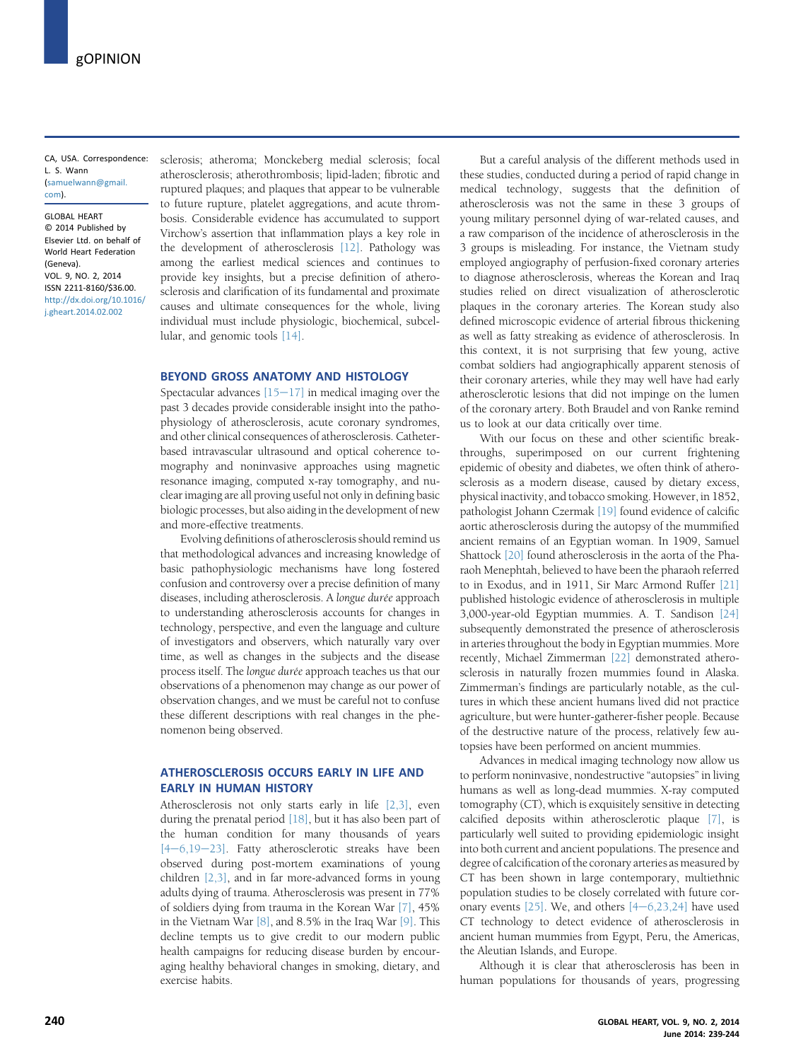CA, USA. Correspondence: L. S. Wann (samuelwann@gmail.com).

GLOBAL HEART
© 2014 Published by Elsevier Ltd. on behalf of World Heart Federation (Geneva).
VOL. 9, NO. 2, 2014
ISSN 2211-8160/$36.00.
http://dx.doi.org/10.1016/j.gheart.2014.02.002

sclerosis; atheroma; Monckeberg medial sclerosis; focal atherosclerosis; atherothrombosis; lipid-laden; fibrotic and ruptured plaques; and plaques that appear to be vulnerable to future rupture, platelet aggregations, and acute thrombosis. Considerable evidence has accumulated to support Virchow's assertion that inflammation plays a key role in the development of atherosclerosis [12]. Pathology was among the earliest medical sciences and continues to provide key insights, but a precise definition of atherosclerosis and clarification of its fundamental and proximate causes and ultimate consequences for the whole, living individual must include physiologic, biochemical, subcellular, and genomic tools [14].

## BEYOND GROSS ANATOMY AND HISTOLOGY

Spectacular advances [15–17] in medical imaging over the past 3 decades provide considerable insight into the pathophysiology of atherosclerosis, acute coronary syndromes, and other clinical consequences of atherosclerosis. Catheter-based intravascular ultrasound and optical coherence tomography and noninvasive approaches using magnetic resonance imaging, computed x-ray tomography, and nuclear imaging are all proving useful not only in defining basic biologic processes, but also aiding in the development of new and more-effective treatments.

Evolving definitions of atherosclerosis should remind us that methodological advances and increasing knowledge of basic pathophysiologic mechanisms have long fostered confusion and controversy over a precise definition of many diseases, including atherosclerosis. A *longue durée* approach to understanding atherosclerosis accounts for changes in technology, perspective, and even the language and culture of investigators and observers, which naturally vary over time, as well as changes in the subjects and the disease process itself. The *longue durée* approach teaches us that our observations of a phenomenon may change as our power of observation changes, and we must be careful not to confuse these different descriptions with real changes in the phenomenon being observed.

## ATHEROSCLEROSIS OCCURS EARLY IN LIFE AND EARLY IN HUMAN HISTORY

Atherosclerosis not only starts early in life [2,3], even during the prenatal period [18], but it has also been part of the human condition for many thousands of years [4–6,19–23]. Fatty atherosclerotic streaks have been observed during post-mortem examinations of young children [2,3], and in far more-advanced forms in young adults dying of trauma. Atherosclerosis was present in 77% of soldiers dying from trauma in the Korean War [7], 45% in the Vietnam War [8], and 8.5% in the Iraq War [9]. This decline tempts us to give credit to our modern public health campaigns for reducing disease burden by encouraging healthy behavioral changes in smoking, dietary, and exercise habits.

But a careful analysis of the different methods used in these studies, conducted during a period of rapid change in medical technology, suggests that the definition of atherosclerosis was not the same in these 3 groups of young military personnel dying of war-related causes, and a raw comparison of the incidence of atherosclerosis in the 3 groups is misleading. For instance, the Vietnam study employed angiography of perfusion-fixed coronary arteries to diagnose atherosclerosis, whereas the Korean and Iraq studies relied on direct visualization of atherosclerotic plaques in the coronary arteries. The Korean study also defined microscopic evidence of arterial fibrous thickening as well as fatty streaking as evidence of atherosclerosis. In this context, it is not surprising that few young, active combat soldiers had angiographically apparent stenosis of their coronary arteries, while they may well have had early atherosclerotic lesions that did not impinge on the lumen of the coronary artery. Both Braudel and von Ranke remind us to look at our data critically over time.

With our focus on these and other scientific breakthroughs, superimposed on our current frightening epidemic of obesity and diabetes, we often think of atherosclerosis as a modern disease, caused by dietary excess, physical inactivity, and tobacco smoking. However, in 1852, pathologist Johann Czermak [19] found evidence of calcific aortic atherosclerosis during the autopsy of the mummified ancient remains of an Egyptian woman. In 1909, Samuel Shattock [20] found atherosclerosis in the aorta of the Pharaoh Menephtah, believed to have been the pharaoh referred to in Exodus, and in 1911, Sir Marc Armond Ruffer [21] published histologic evidence of atherosclerosis in multiple 3,000-year-old Egyptian mummies. A. T. Sandison [24] subsequently demonstrated the presence of atherosclerosis in arteries throughout the body in Egyptian mummies. More recently, Michael Zimmerman [22] demonstrated atherosclerosis in naturally frozen mummies found in Alaska. Zimmerman's findings are particularly notable, as the cultures in which these ancient humans lived did not practice agriculture, but were hunter-gatherer-fisher people. Because of the destructive nature of the process, relatively few autopsies have been performed on ancient mummies.

Advances in medical imaging technology now allow us to perform noninvasive, nondestructive "autopsies" in living humans as well as long-dead mummies. X-ray computed tomography (CT), which is exquisitely sensitive in detecting calcified deposits within atherosclerotic plaque [7], is particularly well suited to providing epidemiologic insight into both current and ancient populations. The presence and degree of calcification of the coronary arteries as measured by CT has been shown in large contemporary, multiethnic population studies to be closely correlated with future coronary events [25]. We, and others [4–6,23,24] have used CT technology to detect evidence of atherosclerosis in ancient human mummies from Egypt, Peru, the Americas, the Aleutian Islands, and Europe.

Although it is clear that atherosclerosis has been in human populations for thousands of years, progressing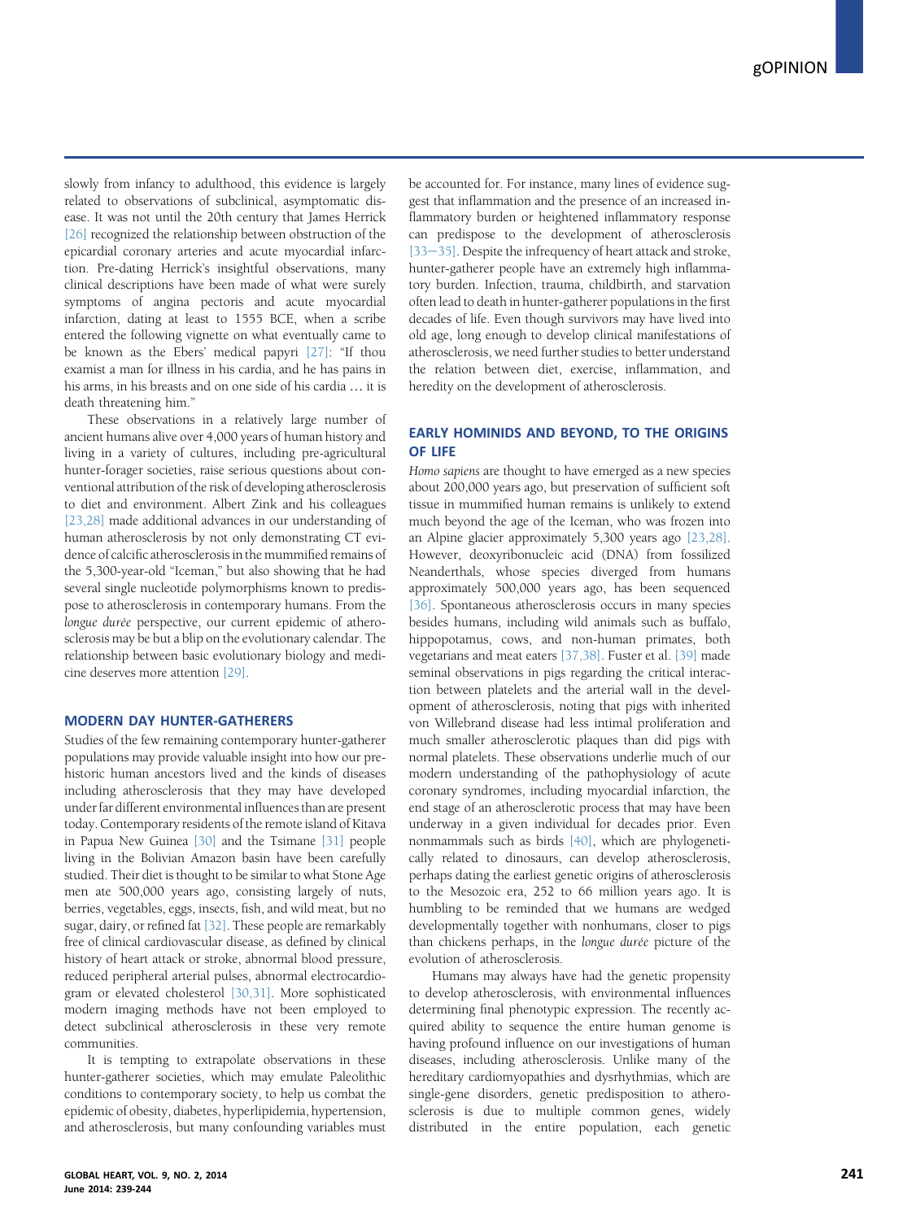slowly from infancy to adulthood, this evidence is largely related to observations of subclinical, asymptomatic disease. It was not until the 20th century that James Herrick [26] recognized the relationship between obstruction of the epicardial coronary arteries and acute myocardial infarction. Pre-dating Herrick's insightful observations, many clinical descriptions have been made of what were surely symptoms of angina pectoris and acute myocardial infarction, dating at least to 1555 BCE, when a scribe entered the following vignette on what eventually came to be known as the Ebers' medical papyri [27]: "If thou examist a man for illness in his cardia, and he has pains in his arms, in his breasts and on one side of his cardia ... it is death threatening him."

These observations in a relatively large number of ancient humans alive over 4,000 years of human history and living in a variety of cultures, including pre-agricultural hunter-forager societies, raise serious questions about conventional attribution of the risk of developing atherosclerosis to diet and environment. Albert Zink and his colleagues [23,28] made additional advances in our understanding of human atherosclerosis by not only demonstrating CT evidence of calcific atherosclerosis in the mummified remains of the 5,300-year-old "Iceman," but also showing that he had several single nucleotide polymorphisms known to predispose to atherosclerosis in contemporary humans. From the *longue durée* perspective, our current epidemic of atherosclerosis may be but a blip on the evolutionary calendar. The relationship between basic evolutionary biology and medicine deserves more attention [29].

## MODERN DAY HUNTER-GATHERERS

Studies of the few remaining contemporary hunter-gatherer populations may provide valuable insight into how our prehistoric human ancestors lived and the kinds of diseases including atherosclerosis that they may have developed under far different environmental influences than are present today. Contemporary residents of the remote island of Kitava in Papua New Guinea [30] and the Tsimane [31] people living in the Bolivian Amazon basin have been carefully studied. Their diet is thought to be similar to what Stone Age men ate 500,000 years ago, consisting largely of nuts, berries, vegetables, eggs, insects, fish, and wild meat, but no sugar, dairy, or refined fat [32]. These people are remarkably free of clinical cardiovascular disease, as defined by clinical history of heart attack or stroke, abnormal blood pressure, reduced peripheral arterial pulses, abnormal electrocardiogram or elevated cholesterol [30,31]. More sophisticated modern imaging methods have not been employed to detect subclinical atherosclerosis in these very remote communities.

It is tempting to extrapolate observations in these hunter-gatherer societies, which may emulate Paleolithic conditions to contemporary society, to help us combat the epidemic of obesity, diabetes, hyperlipidemia, hypertension, and atherosclerosis, but many confounding variables must be accounted for. For instance, many lines of evidence suggest that inflammation and the presence of an increased inflammatory burden or heightened inflammatory response can predispose to the development of atherosclerosis [33–35]. Despite the infrequency of heart attack and stroke, hunter-gatherer people have an extremely high inflammatory burden. Infection, trauma, childbirth, and starvation often lead to death in hunter-gatherer populations in the first decades of life. Even though survivors may have lived into old age, long enough to develop clinical manifestations of atherosclerosis, we need further studies to better understand the relation between diet, exercise, inflammation, and heredity on the development of atherosclerosis.

## EARLY HOMINIDS AND BEYOND, TO THE ORIGINS OF LIFE

*Homo sapiens* are thought to have emerged as a new species about 200,000 years ago, but preservation of sufficient soft tissue in mummified human remains is unlikely to extend much beyond the age of the Iceman, who was frozen into an Alpine glacier approximately 5,300 years ago [23,28]. However, deoxyribonucleic acid (DNA) from fossilized Neanderthals, whose species diverged from humans approximately 500,000 years ago, has been sequenced [36]. Spontaneous atherosclerosis occurs in many species besides humans, including wild animals such as buffalo, hippopotamus, cows, and non-human primates, both vegetarians and meat eaters [37,38]. Fuster et al. [39] made seminal observations in pigs regarding the critical interaction between platelets and the arterial wall in the development of atherosclerosis, noting that pigs with inherited von Willebrand disease had less intimal proliferation and much smaller atherosclerotic plaques than did pigs with normal platelets. These observations underlie much of our modern understanding of the pathophysiology of acute coronary syndromes, including myocardial infarction, the end stage of an atherosclerotic process that may have been underway in a given individual for decades prior. Even nonmammals such as birds [40], which are phylogenetically related to dinosaurs, can develop atherosclerosis, perhaps dating the earliest genetic origins of atherosclerosis to the Mesozoic era, 252 to 66 million years ago. It is humbling to be reminded that we humans are wedged developmentally together with nonhumans, closer to pigs than chickens perhaps, in the *longue durée* picture of the evolution of atherosclerosis.

Humans may always have had the genetic propensity to develop atherosclerosis, with environmental influences determining final phenotypic expression. The recently acquired ability to sequence the entire human genome is having profound influence on our investigations of human diseases, including atherosclerosis. Unlike many of the hereditary cardiomyopathies and dysrhythmias, which are single-gene disorders, genetic predisposition to atherosclerosis is due to multiple common genes, widely distributed in the entire population, each genetic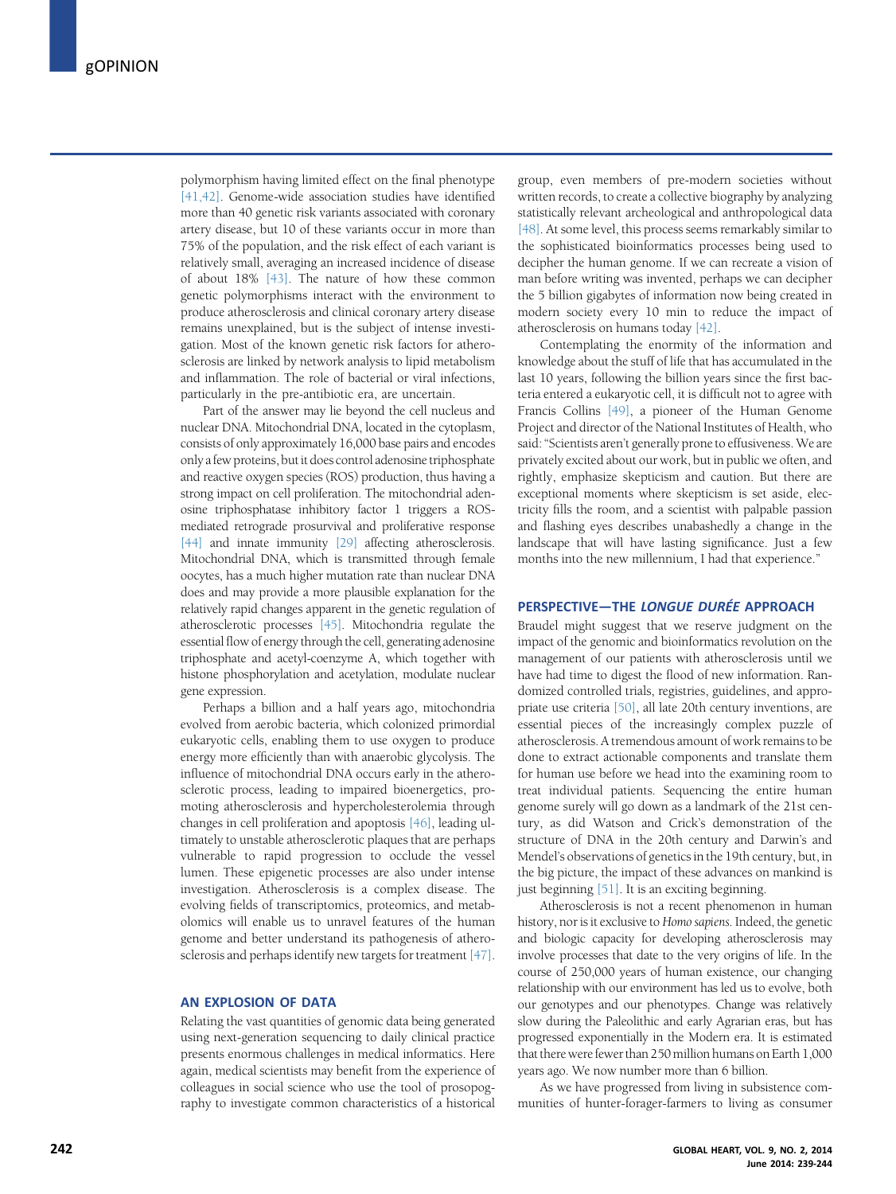polymorphism having limited effect on the final phenotype [41,42]. Genome-wide association studies have identified more than 40 genetic risk variants associated with coronary artery disease, but 10 of these variants occur in more than 75% of the population, and the risk effect of each variant is relatively small, averaging an increased incidence of disease of about 18% [43]. The nature of how these common genetic polymorphisms interact with the environment to produce atherosclerosis and clinical coronary artery disease remains unexplained, but is the subject of intense investigation. Most of the known genetic risk factors for atherosclerosis are linked by network analysis to lipid metabolism and inflammation. The role of bacterial or viral infections, particularly in the pre-antibiotic era, are uncertain.

Part of the answer may lie beyond the cell nucleus and nuclear DNA. Mitochondrial DNA, located in the cytoplasm, consists of only approximately 16,000 base pairs and encodes only a few proteins, but it does control adenosine triphosphate and reactive oxygen species (ROS) production, thus having a strong impact on cell proliferation. The mitochondrial adenosine triphosphatase inhibitory factor 1 triggers a ROS-mediated retrograde prosurvival and proliferative response [44] and innate immunity [29] affecting atherosclerosis. Mitochondrial DNA, which is transmitted through female oocytes, has a much higher mutation rate than nuclear DNA does and may provide a more plausible explanation for the relatively rapid changes apparent in the genetic regulation of atherosclerotic processes [45]. Mitochondria regulate the essential flow of energy through the cell, generating adenosine triphosphate and acetyl-coenzyme A, which together with histone phosphorylation and acetylation, modulate nuclear gene expression.

Perhaps a billion and a half years ago, mitochondria evolved from aerobic bacteria, which colonized primordial eukaryotic cells, enabling them to use oxygen to produce energy more efficiently than with anaerobic glycolysis. The influence of mitochondrial DNA occurs early in the atherosclerotic process, leading to impaired bioenergetics, promoting atherosclerosis and hypercholesterolemia through changes in cell proliferation and apoptosis [46], leading ultimately to unstable atherosclerotic plaques that are perhaps vulnerable to rapid progression to occlude the vessel lumen. These epigenetic processes are also under intense investigation. Atherosclerosis is a complex disease. The evolving fields of transcriptomics, proteomics, and metabolomics will enable us to unravel features of the human genome and better understand its pathogenesis of atherosclerosis and perhaps identify new targets for treatment [47].

## AN EXPLOSION OF DATA

Relating the vast quantities of genomic data being generated using next-generation sequencing to daily clinical practice presents enormous challenges in medical informatics. Here again, medical scientists may benefit from the experience of colleagues in social science who use the tool of prosopography to investigate common characteristics of a historical group, even members of pre-modern societies without written records, to create a collective biography by analyzing statistically relevant archeological and anthropological data [48]. At some level, this process seems remarkably similar to the sophisticated bioinformatics processes being used to decipher the human genome. If we can recreate a vision of man before writing was invented, perhaps we can decipher the 5 billion gigabytes of information now being created in modern society every 10 min to reduce the impact of atherosclerosis on humans today [42].

Contemplating the enormity of the information and knowledge about the stuff of life that has accumulated in the last 10 years, following the billion years since the first bacteria entered a eukaryotic cell, it is difficult not to agree with Francis Collins [49], a pioneer of the Human Genome Project and director of the National Institutes of Health, who said: "Scientists aren't generally prone to effusiveness. We are privately excited about our work, but in public we often, and rightly, emphasize skepticism and caution. But there are exceptional moments where skepticism is set aside, electricity fills the room, and a scientist with palpable passion and flashing eyes describes unabashedly a change in the landscape that will have lasting significance. Just a few months into the new millennium, I had that experience."

## PERSPECTIVE—THE *LONGUE DURÉE* APPROACH

Braudel might suggest that we reserve judgment on the impact of the genomic and bioinformatics revolution on the management of our patients with atherosclerosis until we have had time to digest the flood of new information. Randomized controlled trials, registries, guidelines, and appropriate use criteria [50], all late 20th century inventions, are essential pieces of the increasingly complex puzzle of atherosclerosis. A tremendous amount of work remains to be done to extract actionable components and translate them for human use before we head into the examining room to treat individual patients. Sequencing the entire human genome surely will go down as a landmark of the 21st century, as did Watson and Crick's demonstration of the structure of DNA in the 20th century and Darwin's and Mendel's observations of genetics in the 19th century, but, in the big picture, the impact of these advances on mankind is just beginning [51]. It is an exciting beginning.

Atherosclerosis is not a recent phenomenon in human history, nor is it exclusive to *Homo sapiens*. Indeed, the genetic and biologic capacity for developing atherosclerosis may involve processes that date to the very origins of life. In the course of 250,000 years of human existence, our changing relationship with our environment has led us to evolve, both our genotypes and our phenotypes. Change was relatively slow during the Paleolithic and early Agrarian eras, but has progressed exponentially in the Modern era. It is estimated that there were fewer than 250 million humans on Earth 1,000 years ago. We now number more than 6 billion.

As we have progressed from living in subsistence communities of hunter-forager-farmers to living as consumer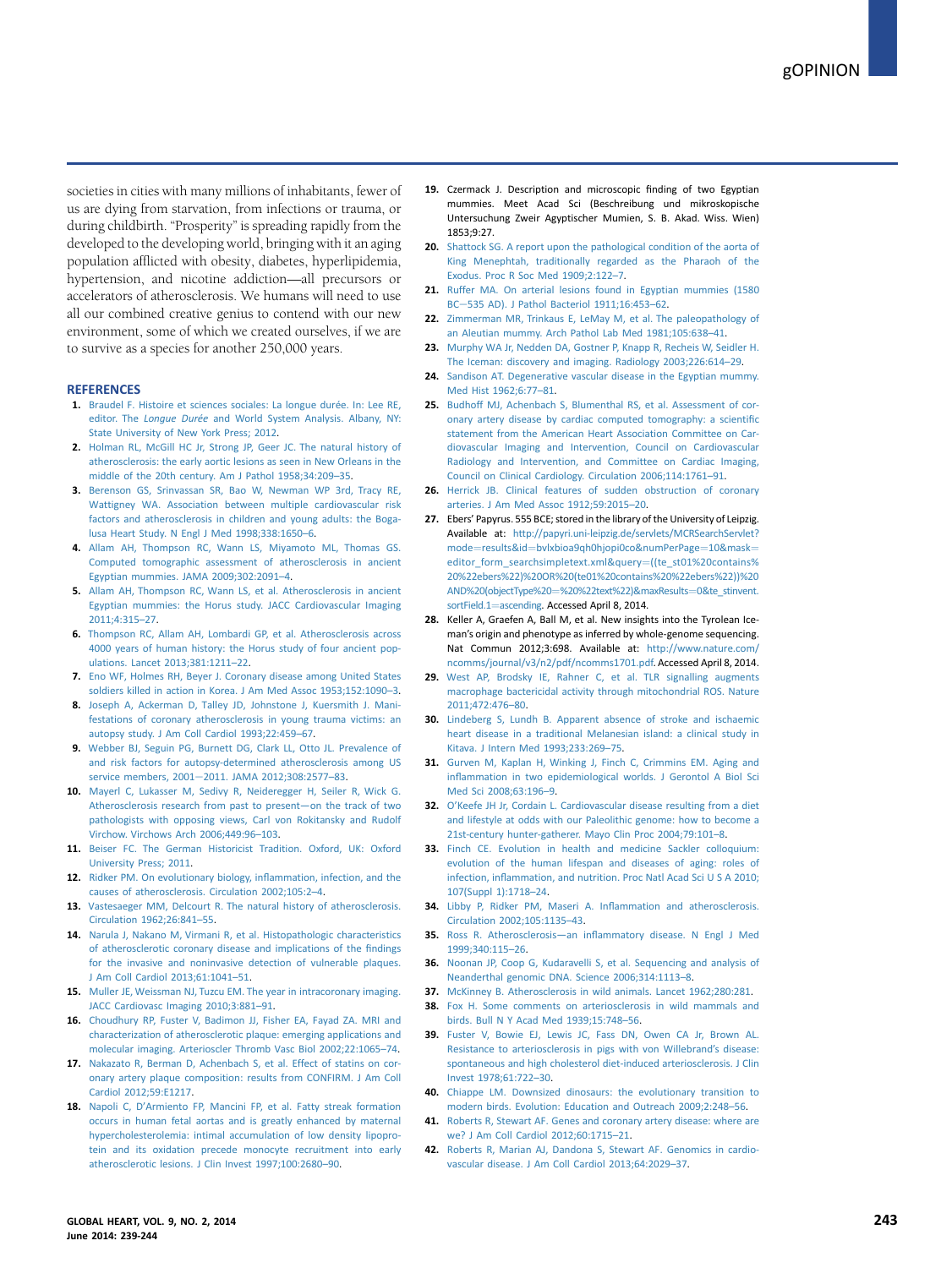societies in cities with many millions of inhabitants, fewer of us are dying from starvation, from infections or trauma, or during childbirth. "Prosperity" is spreading rapidly from the developed to the developing world, bringing with it an aging population afflicted with obesity, diabetes, hyperlipidemia, hypertension, and nicotine addiction—all precursors or accelerators of atherosclerosis. We humans will need to use all our combined creative genius to contend with our new environment, some of which we created ourselves, if we are to survive as a species for another 250,000 years.

## REFERENCES

1. Braudel F. Histoire et sciences sociales: La longue durée. In: Lee RE, editor. The *Longue Durée* and World System Analysis. Albany, NY: State University of New York Press; 2012.
2. Holman RL, McGill HC Jr, Strong JP, Geer JC. The natural history of atherosclerosis: the early aortic lesions as seen in New Orleans in the middle of the 20th century. Am J Pathol 1958;34:209–35.
3. Berenson GS, Srinivassan SR, Bao W, Newman WP 3rd, Tracy RE, Wattigney WA. Association between multiple cardiovascular risk factors and atherosclerosis in children and young adults: the Bogalusa Heart Study. N Engl J Med 1998;338:1650–6.
4. Allam AH, Thompson RC, Wann LS, Miyamoto ML, Thomas GS. Computed tomographic assessment of atherosclerosis in ancient Egyptian mummies. JAMA 2009;302:2091–4.
5. Allam AH, Thompson RC, Wann LS, et al. Atherosclerosis in ancient Egyptian mummies: the Horus study. JACC Cardiovascular Imaging 2011;4:315–27.
6. Thompson RC, Allam AH, Lombardi GP, et al. Atherosclerosis across 4000 years of human history: the Horus study of four ancient populations. Lancet 2013;381:1211–22.
7. Eno WF, Holmes RH, Beyer J. Coronary disease among United States soldiers killed in action in Korea. J Am Med Assoc 1953;152:1090–3.
8. Joseph A, Ackerman D, Talley JD, Johnstone J, Kuersmith J. Manifestations of coronary atherosclerosis in young trauma victims: an autopsy study. J Am Coll Cardiol 1993;22:459–67.
9. Webber BJ, Seguin PG, Burnett DG, Clark LL, Otto JL. Prevalence of and risk factors for autopsy-determined atherosclerosis among US service members, 2001—2011. JAMA 2012;308:2577–83.
10. Mayerl C, Lukasser M, Sedivy R, Neideregger H, Seiler R, Wick G. Atherosclerosis research from past to present—on the track of two pathologists with opposing views, Carl von Rokitansky and Rudolf Virchow. Virchows Arch 2006;449:96–103.
11. Beiser FC. The German Historicist Tradition. Oxford, UK: Oxford University Press; 2011.
12. Ridker PM. On evolutionary biology, inflammation, infection, and the causes of atherosclerosis. Circulation 2002;105:2–4.
13. Vastesaeger MM, Delcourt R. The natural history of atherosclerosis. Circulation 1962;26:841–55.
14. Narula J, Nakano M, Virmani R, et al. Histopathologic characteristics of atherosclerotic coronary disease and implications of the findings for the invasive and noninvasive detection of vulnerable plaques. J Am Coll Cardiol 2013;61:1041–51.
15. Muller JE, Weissman NJ, Tuzcu EM. The year in intracoronary imaging. JACC Cardiovasc Imaging 2010;3:881–91.
16. Choudhury RP, Fuster V, Badimon JJ, Fisher EA, Fayad ZA. MRI and characterization of atherosclerotic plaque: emerging applications and molecular imaging. Arterioscler Thromb Vasc Biol 2002;22:1065–74.
17. Nakazato R, Berman D, Achenbach S, et al. Effect of statins on coronary artery plaque composition: results from CONFIRM. J Am Coll Cardiol 2012;59:E1217.
18. Napoli C, D'Armiento FP, Mancini FP, et al. Fatty streak formation occurs in human fetal aortas and is greatly enhanced by maternal hypercholesterolemia: intimal accumulation of low density lipoprotein and its oxidation precede monocyte recruitment into early atherosclerotic lesions. J Clin Invest 1997;100:2680–90.
19. Czermack J. Description and microscopic finding of two Egyptian mummies. Meet Acad Sci (Beschreibung und mikroskopische Untersuchung Zweir Agyptischer Mumien, S. B. Akad. Wiss. Wien) 1853;9:27.
20. Shattock SG. A report upon the pathological condition of the aorta of King Menephtah, traditionally regarded as the Pharaoh of the Exodus. Proc R Soc Med 1909;2:122–7.
21. Ruffer MA. On arterial lesions found in Egyptian mummies (1580 BC—535 AD). J Pathol Bacteriol 1911;16:453–62.
22. Zimmerman MR, Trinkaus E, LeMay M, et al. The paleopathology of an Aleutian mummy. Arch Pathol Lab Med 1981;105:638–41.
23. Murphy WA Jr, Nedden DA, Gostner P, Knapp R, Recheis W, Seidler H. The Iceman: discovery and imaging. Radiology 2003;226:614–29.
24. Sandison AT. Degenerative vascular disease in the Egyptian mummy. Med Hist 1962;6:77–81.
25. Budhoff MJ, Achenbach S, Blumenthal RS, et al. Assessment of coronary artery disease by cardiac computed tomography: a scientific statement from the American Heart Association Committee on Cardiovascular Imaging and Intervention, Council on Cardiovascular Radiology and Intervention, and Committee on Cardiac Imaging, Council on Clinical Cardiology. Circulation 2006;114:1761–91.
26. Herrick JB. Clinical features of sudden obstruction of coronary arteries. J Am Med Assoc 1912;59:2015–20.
27. Ebers' Papyrus. 555 BCE; stored in the library of the University of Leipzig. Available at: http://papyri.uni-leipzig.de/servlets/MCRSearchServlet?mode=results&id=bvlxbioa9qh0hjopi0co&numPerPage=10&mask=editor_form_searchsimpletext.xml&query=((te_st01%20contains%20%22ebers%22)%20OR%20(te01%20contains%20%22ebers%22))%20AND%20(objectType%20=%20%22text%22)&maxResults=0&te_stinvent.sortField.1=ascending. Accessed April 8, 2014.
28. Keller A, Graefen A, Ball M, et al. New insights into the Tyrolean Iceman's origin and phenotype as inferred by whole-genome sequencing. Nat Commun 2012;3:698. Available at: http://www.nature.com/ncomms/journal/v3/n2/pdf/ncomms1701.pdf. Accessed April 8, 2014.
29. West AP, Brodsky IE, Rahner C, et al. TLR signalling augments macrophage bactericidal activity through mitochondrial ROS. Nature 2011;472:476–80.
30. Lindeberg S, Lundh B. Apparent absence of stroke and ischaemic heart disease in a traditional Melanesian island: a clinical study in Kitava. J Intern Med 1993;233:269–75.
31. Gurven M, Kaplan H, Winking J, Finch C, Crimmins EM. Aging and inflammation in two epidemiological worlds. J Gerontol A Biol Sci Med Sci 2008;63:196–9.
32. O'Keefe JH Jr, Cordain L. Cardiovascular disease resulting from a diet and lifestyle at odds with our Paleolithic genome: how to become a 21st-century hunter-gatherer. Mayo Clin Proc 2004;79:101–8.
33. Finch CE. Evolution in health and medicine Sackler colloquium: evolution of the human lifespan and diseases of aging: roles of infection, inflammation, and nutrition. Proc Natl Acad Sci U S A 2010; 107(Suppl 1):1718–24.
34. Libby P, Ridker PM, Maseri A. Inflammation and atherosclerosis. Circulation 2002;105:1135–43.
35. Ross R. Atherosclerosis—an inflammatory disease. N Engl J Med 1999;340:115–26.
36. Noonan JP, Coop G, Kudaravelli S, et al. Sequencing and analysis of Neanderthal genomic DNA. Science 2006;314:1113–8.
37. McKinney B. Atherosclerosis in wild animals. Lancet 1962;280:281.
38. Fox H. Some comments on arteriosclerosis in wild mammals and birds. Bull N Y Acad Med 1939;15:748–56.
39. Fuster V, Bowie EJ, Lewis JC, Fass DN, Owen CA Jr, Brown AL. Resistance to arteriosclerosis in pigs with von Willebrand's disease: spontaneous and high cholesterol diet-induced arteriosclerosis. J Clin Invest 1978;61:722–30.
40. Chiappe LM. Downsized dinosaurs: the evolutionary transition to modern birds. Evolution: Education and Outreach 2009;2:248–56.
41. Roberts R, Stewart AF. Genes and coronary artery disease: where are we? J Am Coll Cardiol 2012;60:1715–21.
42. Roberts R, Marian AJ, Dandona S, Stewart AF. Genomics in cardiovascular disease. J Am Coll Cardiol 2013;64:2029–37.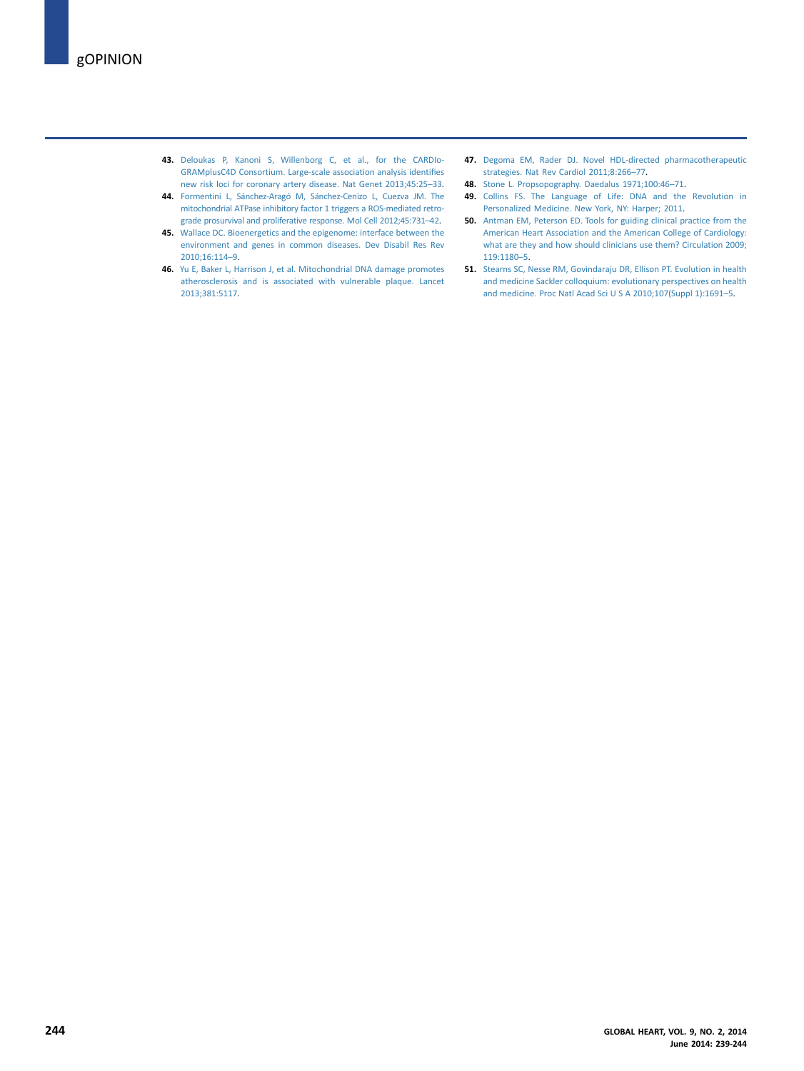43. Deloukas P, Kanoni S, Willenborg C, et al., for the CARDIoGRAMplusC4D Consortium. Large-scale association analysis identifies new risk loci for coronary artery disease. Nat Genet 2013;45:25–33.
44. Formentini L, Sánchez-Aragó M, Sánchez-Cenizo L, Cuezva JM. The mitochondrial ATPase inhibitory factor 1 triggers a ROS-mediated retrograde prosurvival and proliferative response. Mol Cell 2012;45:731–42.
45. Wallace DC. Bioenergetics and the epigenome: interface between the environment and genes in common diseases. Dev Disabil Res Rev 2010;16:114–9.
46. Yu E, Baker L, Harrison J, et al. Mitochondrial DNA damage promotes atherosclerosis and is associated with vulnerable plaque. Lancet 2013;381:5117.
47. Degoma EM, Rader DJ. Novel HDL-directed pharmacotherapeutic strategies. Nat Rev Cardiol 2011;8:266–77.
48. Stone L. Propsopography. Daedalus 1971;100:46–71.
49. Collins FS. The Language of Life: DNA and the Revolution in Personalized Medicine. New York, NY: Harper; 2011.
50. Antman EM, Peterson ED. Tools for guiding clinical practice from the American Heart Association and the American College of Cardiology: what are they and how should clinicians use them? Circulation 2009; 119:1180–5.
51. Stearns SC, Nesse RM, Govindaraju DR, Ellison PT. Evolution in health and medicine Sackler colloquium: evolutionary perspectives on health and medicine. Proc Natl Acad Sci U S A 2010;107(Suppl 1):1691–5.